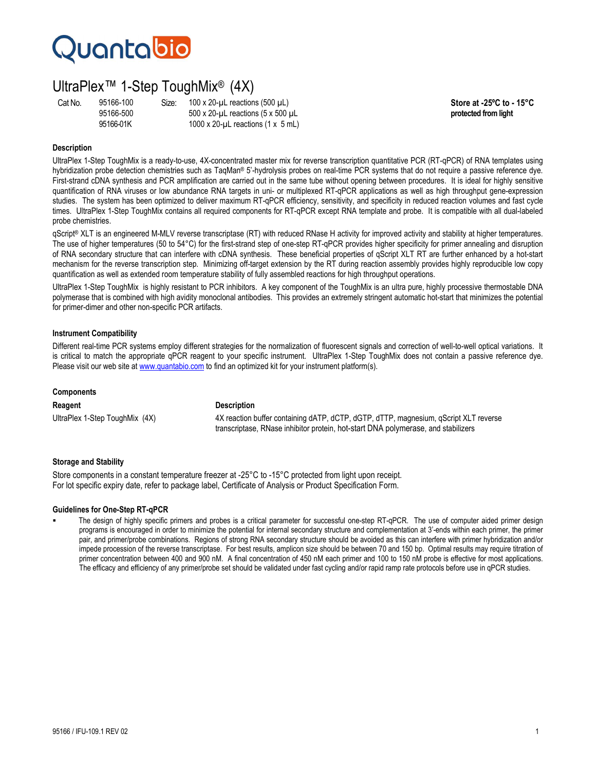Quantabio

# UltraPlex™ 1-Step ToughMix® (4X)

| Cat No. | | Size: | | |
|---|---|---|---|---|
| | 95166-100 | | 100 x 20-µL reactions (500 µL) | **Store at -25ºC to - 15°C protected from light** |
| | 95166-500 | | 500 x 20-µL reactions (5 x 500 µL | |
| | 95166-01K | | 1000 x 20-µL reactions (1 x 5 mL) | |

### Description

UltraPlex 1-Step ToughMix is a ready-to-use, 4X-concentrated master mix for reverse transcription quantitative PCR (RT-qPCR) of RNA templates using hybridization probe detection chemistries such as TaqMan® 5'-hydrolysis probes on real-time PCR systems that do not require a passive reference dye. First-strand cDNA synthesis and PCR amplification are carried out in the same tube without opening between procedures. It is ideal for highly sensitive quantification of RNA viruses or low abundance RNA targets in uni- or multiplexed RT-qPCR applications as well as high throughput gene-expression studies. The system has been optimized to deliver maximum RT-qPCR efficiency, sensitivity, and specificity in reduced reaction volumes and fast cycle times. UltraPlex 1-Step ToughMix contains all required components for RT-qPCR except RNA template and probe. It is compatible with all dual-labeled probe chemistries.

qScript® XLT is an engineered M-MLV reverse transcriptase (RT) with reduced RNase H activity for improved activity and stability at higher temperatures. The use of higher temperatures (50 to 54°C) for the first-strand step of one-step RT-qPCR provides higher specificity for primer annealing and disruption of RNA secondary structure that can interfere with cDNA synthesis. These beneficial properties of qScript XLT RT are further enhanced by a hot-start mechanism for the reverse transcription step. Minimizing off-target extension by the RT during reaction assembly provides highly reproducible low copy quantification as well as extended room temperature stability of fully assembled reactions for high throughput operations.

UltraPlex 1-Step ToughMix is highly resistant to PCR inhibitors. A key component of the ToughMix is an ultra pure, highly processive thermostable DNA polymerase that is combined with high avidity monoclonal antibodies. This provides an extremely stringent automatic hot-start that minimizes the potential for primer-dimer and other non-specific PCR artifacts.

### Instrument Compatibility

Different real-time PCR systems employ different strategies for the normalization of fluorescent signals and correction of well-to-well optical variations. It is critical to match the appropriate qPCR reagent to your specific instrument. UltraPlex 1-Step ToughMix does not contain a passive reference dye. Please visit our web site at www.quantabio.com to find an optimized kit for your instrument platform(s).

### Components

| Reagent | Description |
|---|---|
| UltraPlex 1-Step ToughMix (4X) | 4X reaction buffer containing dATP, dCTP, dGTP, dTTP, magnesium, qScript XLT reverse transcriptase, RNase inhibitor protein, hot-start DNA polymerase, and stabilizers |

### Storage and Stability

Store components in a constant temperature freezer at -25°C to -15°C protected from light upon receipt.
For lot specific expiry date, refer to package label, Certificate of Analysis or Product Specification Form.

### Guidelines for One-Step RT-qPCR

- The design of highly specific primers and probes is a critical parameter for successful one-step RT-qPCR. The use of computer aided primer design programs is encouraged in order to minimize the potential for internal secondary structure and complementation at 3'-ends within each primer, the primer pair, and primer/probe combinations. Regions of strong RNA secondary structure should be avoided as this can interfere with primer hybridization and/or impede procession of the reverse transcriptase. For best results, amplicon size should be between 70 and 150 bp. Optimal results may require titration of primer concentration between 400 and 900 nM. A final concentration of 450 nM each primer and 100 to 150 nM probe is effective for most applications. The efficacy and efficiency of any primer/probe set should be validated under fast cycling and/or rapid ramp rate protocols before use in qPCR studies.

95166 / IFU-109.1 REV 02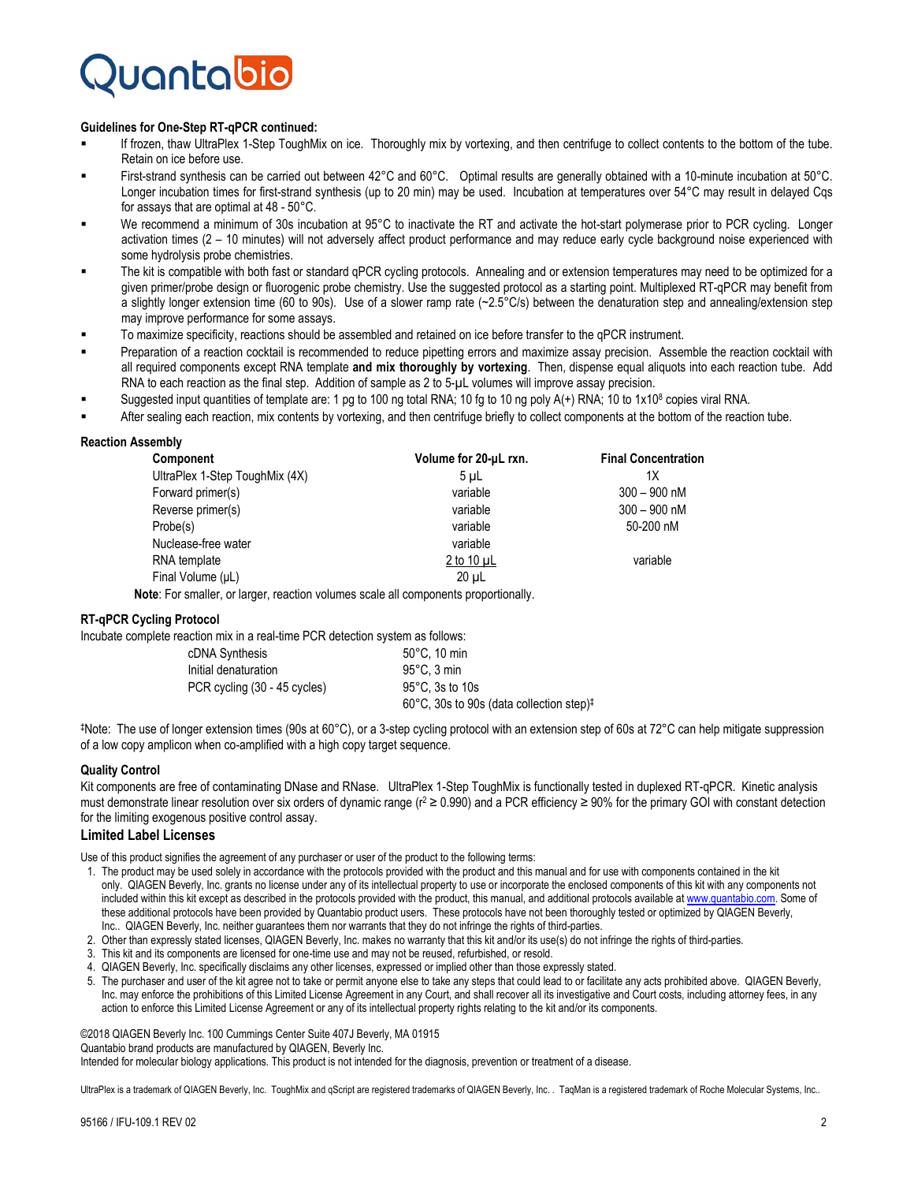**Guidelines for One-Step RT-qPCR continued:**

- If frozen, thaw UltraPlex 1-Step ToughMix on ice. Thoroughly mix by vortexing, and then centrifuge to collect contents to the bottom of the tube. Retain on ice before use.
- First-strand synthesis can be carried out between 42°C and 60°C. Optimal results are generally obtained with a 10-minute incubation at 50°C. Longer incubation times for first-strand synthesis (up to 20 min) may be used. Incubation at temperatures over 54°C may result in delayed Cqs for assays that are optimal at 48 - 50°C.
- We recommend a minimum of 30s incubation at 95°C to inactivate the RT and activate the hot-start polymerase prior to PCR cycling. Longer activation times (2 – 10 minutes) will not adversely affect product performance and may reduce early cycle background noise experienced with some hydrolysis probe chemistries.
- The kit is compatible with both fast or standard qPCR cycling protocols. Annealing and or extension temperatures may need to be optimized for a given primer/probe design or fluorogenic probe chemistry. Use the suggested protocol as a starting point. Multiplexed RT-qPCR may benefit from a slightly longer extension time (60 to 90s). Use of a slower ramp rate (~2.5°C/s) between the denaturation step and annealing/extension step may improve performance for some assays.
- To maximize specificity, reactions should be assembled and retained on ice before transfer to the qPCR instrument.
- Preparation of a reaction cocktail is recommended to reduce pipetting errors and maximize assay precision. Assemble the reaction cocktail with all required components except RNA template **and mix thoroughly by vortexing**. Then, dispense equal aliquots into each reaction tube. Add RNA to each reaction as the final step. Addition of sample as 2 to 5-µL volumes will improve assay precision.
- Suggested input quantities of template are: 1 pg to 100 ng total RNA; 10 fg to 10 ng poly A(+) RNA; 10 to $1 \times 10^8$ copies viral RNA.
- After sealing each reaction, mix contents by vortexing, and then centrifuge briefly to collect components at the bottom of the reaction tube.

**Reaction Assembly**

| Component | Volume for 20-µL rxn. | Final Concentration |
|---|---|---|
| UltraPlex 1-Step ToughMix (4X) | 5 µL | 1X |
| Forward primer(s) | variable | 300 – 900 nM |
| Reverse primer(s) | variable | 300 – 900 nM |
| Probe(s) | variable | 50-200 nM |
| Nuclease-free water | variable | |
| RNA template | 2 to 10 µL | variable |
| Final Volume (µL) | 20 µL | |

**Note**: For smaller, or larger, reaction volumes scale all components proportionally.

**RT-qPCR Cycling Protocol**

Incubate complete reaction mix in a real-time PCR detection system as follows:

| | |
|---|---|
| cDNA Synthesis | 50°C, 10 min |
| Initial denaturation | 95°C, 3 min |
| PCR cycling (30 - 45 cycles) | 95°C, 3s to 10s |
| | 60°C, 30s to 90s (data collection step)‡ |

‡Note: The use of longer extension times (90s at 60°C), or a 3-step cycling protocol with an extension step of 60s at 72°C can help mitigate suppression of a low copy amplicon when co-amplified with a high copy target sequence.

**Quality Control**

Kit components are free of contaminating DNase and RNase. UltraPlex 1-Step ToughMix is functionally tested in duplexed RT-qPCR. Kinetic analysis must demonstrate linear resolution over six orders of dynamic range ($r^2 \geq 0.990$) and a PCR efficiency ≥ 90% for the primary GOI with constant detection for the limiting exogenous positive control assay.

## Limited Label Licenses

Use of this product signifies the agreement of any purchaser or user of the product to the following terms:

1. The product may be used solely in accordance with the protocols provided with the product and this manual and for use with components contained in the kit only. QIAGEN Beverly, Inc. grants no license under any of its intellectual property to use or incorporate the enclosed components of this kit with any components not included within this kit except as described in the protocols provided with the product, this manual, and additional protocols available at www.quantabio.com. Some of these additional protocols have been provided by Quantabio product users. These protocols have not been thoroughly tested or optimized by QIAGEN Beverly, Inc.. QIAGEN Beverly, Inc. neither guarantees them nor warrants that they do not infringe the rights of third-parties.
2. Other than expressly stated licenses, QIAGEN Beverly, Inc. makes no warranty that this kit and/or its use(s) do not infringe the rights of third-parties.
3. This kit and its components are licensed for one-time use and may not be reused, refurbished, or resold.
4. QIAGEN Beverly, Inc. specifically disclaims any other licenses, expressed or implied other than those expressly stated.
5. The purchaser and user of the kit agree not to take or permit anyone else to take any steps that could lead to or facilitate any acts prohibited above. QIAGEN Beverly, Inc. may enforce the prohibitions of this Limited License Agreement in any Court, and shall recover all its investigative and Court costs, including attorney fees, in any action to enforce this Limited License Agreement or any of its intellectual property rights relating to the kit and/or its components.

©2018 QIAGEN Beverly Inc. 100 Cummings Center Suite 407J Beverly, MA 01915
Quantabio brand products are manufactured by QIAGEN, Beverly Inc.
Intended for molecular biology applications. This product is not intended for the diagnosis, prevention or treatment of a disease.

UltraPlex is a trademark of QIAGEN Beverly, Inc. ToughMix and qScript are registered trademarks of QIAGEN Beverly, Inc. . TaqMan is a registered trademark of Roche Molecular Systems, Inc..

95166 / IFU-109.1 REV 02